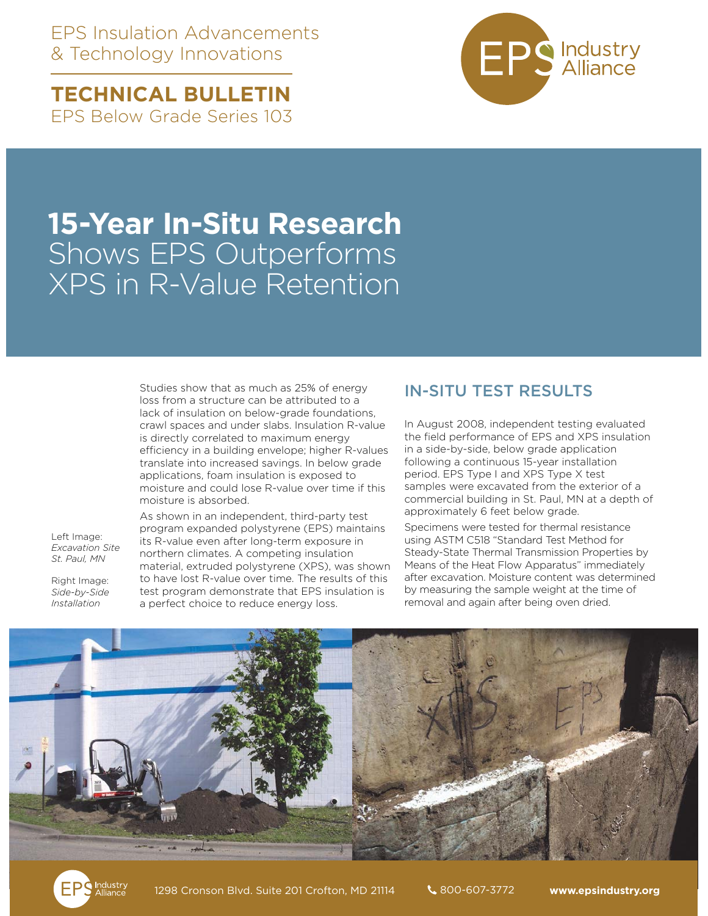EPS Insulation Advancements & Technology Innovations

**TECHNICAL BULLETIN**
EPS Below Grade Series 103

EPS Industry Alliance

# 15-Year In-Situ Research Shows EPS Outperforms XPS in R-Value Retention

Studies show that as much as 25% of energy loss from a structure can be attributed to a lack of insulation on below-grade foundations, crawl spaces and under slabs. Insulation R-value is directly correlated to maximum energy efficiency in a building envelope; higher R-values translate into increased savings. In below grade applications, foam insulation is exposed to moisture and could lose R-value over time if this moisture is absorbed.

As shown in an independent, third-party test program expanded polystyrene (EPS) maintains its R-value even after long-term exposure in northern climates. A competing insulation material, extruded polystyrene (XPS), was shown to have lost R-value over time. The results of this test program demonstrate that EPS insulation is a perfect choice to reduce energy loss.

Left Image: *Excavation Site St. Paul, MN*

Right Image: *Side-by-Side Installation*

## IN-SITU TEST RESULTS

In August 2008, independent testing evaluated the field performance of EPS and XPS insulation in a side-by-side, below grade application following a continuous 15-year installation period. EPS Type I and XPS Type X test samples were excavated from the exterior of a commercial building in St. Paul, MN at a depth of approximately 6 feet below grade.

Specimens were tested for thermal resistance using ASTM C518 "Standard Test Method for Steady-State Thermal Transmission Properties by Means of the Heat Flow Apparatus" immediately after excavation. Moisture content was determined by measuring the sample weight at the time of removal and again after being oven dried.

1298 Cronson Blvd. Suite 201 Crofton, MD 21114 | 800-607-3772 | **www.epsindustry.org**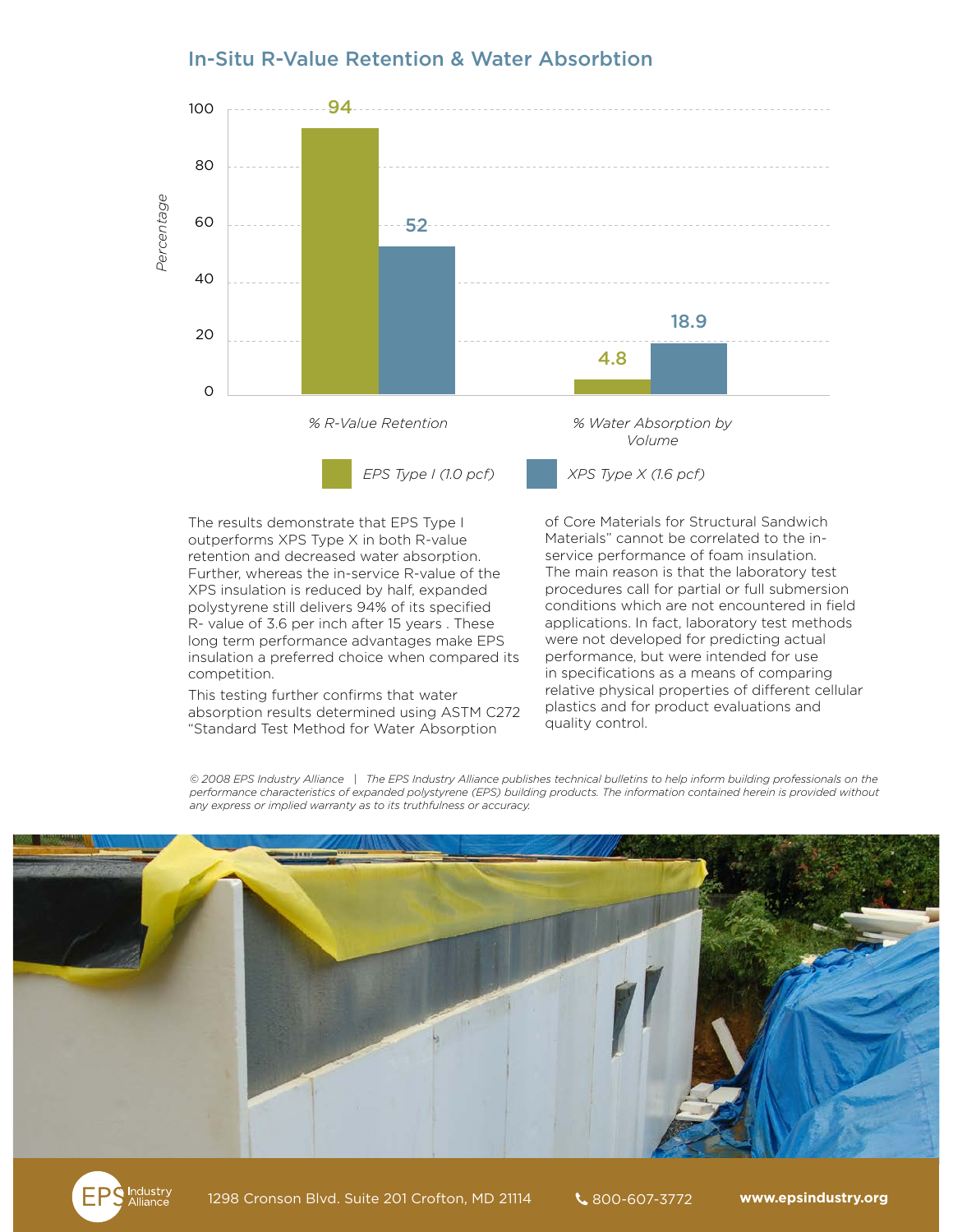## In-Situ R-Value Retention & Water Absorbtion

Percentage

100
80
60
40
20
0

94
52
4.8
18.9

% R-Value Retention
% Water Absorption by Volume

EPS Type I (1.0 pcf)
XPS Type X (1.6 pcf)

The results demonstrate that EPS Type I outperforms XPS Type X in both R-value retention and decreased water absorption. Further, whereas the in-service R-value of the XPS insulation is reduced by half, expanded polystyrene still delivers 94% of its specified R- value of 3.6 per inch after 15 years . These long term performance advantages make EPS insulation a preferred choice when compared its competition.

This testing further confirms that water absorption results determined using ASTM C272 "Standard Test Method for Water Absorption of Core Materials for Structural Sandwich Materials" cannot be correlated to the in-service performance of foam insulation. The main reason is that the laboratory test procedures call for partial or full submersion conditions which are not encountered in field applications. In fact, laboratory test methods were not developed for predicting actual performance, but were intended for use in specifications as a means of comparing relative physical properties of different cellular plastics and for product evaluations and quality control.

*© 2008 EPS Industry Alliance | The EPS Industry Alliance publishes technical bulletins to help inform building professionals on the performance characteristics of expanded polystyrene (EPS) building products. The information contained herein is provided without any express or implied warranty as to its truthfulness or accuracy.*

EPS Industry Alliance 1298 Cronson Blvd. Suite 201 Crofton, MD 21114 800-607-3772 **www.epsindustry.org**